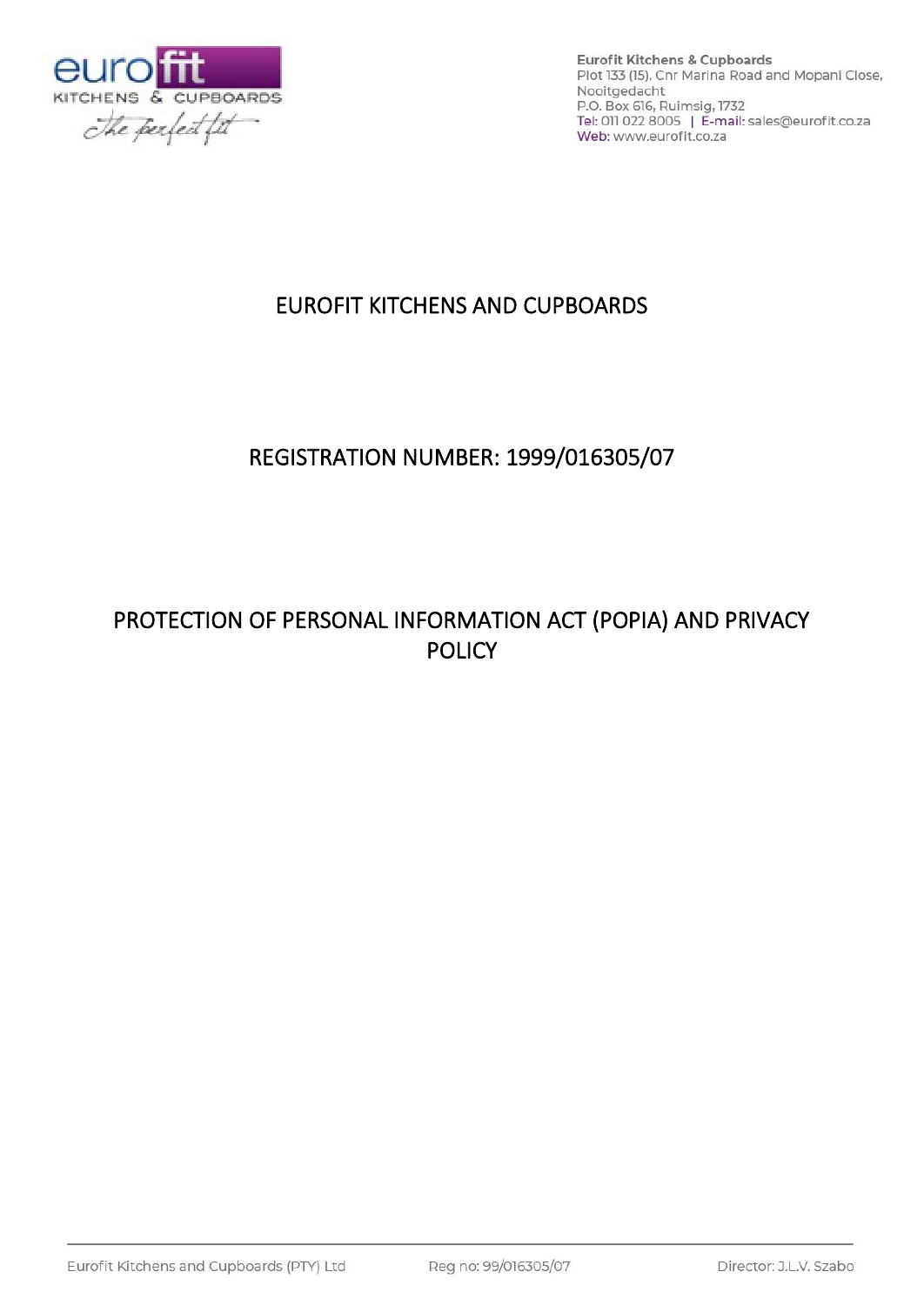**Eurofit Kitchens & Cupboards**
Plot 133 (15), Cnr Marina Road and Mopani Close,
Nooitgedacht
P.O. Box 616, Ruimsig, 1732
Tel: 011 022 8005 | E-mail: sales@eurofit.co.za
Web: www.eurofit.co.za

# EUROFIT KITCHENS AND CUPBOARDS

## REGISTRATION NUMBER: 1999/016305/07

## PROTECTION OF PERSONAL INFORMATION ACT (POPIA) AND PRIVACY POLICY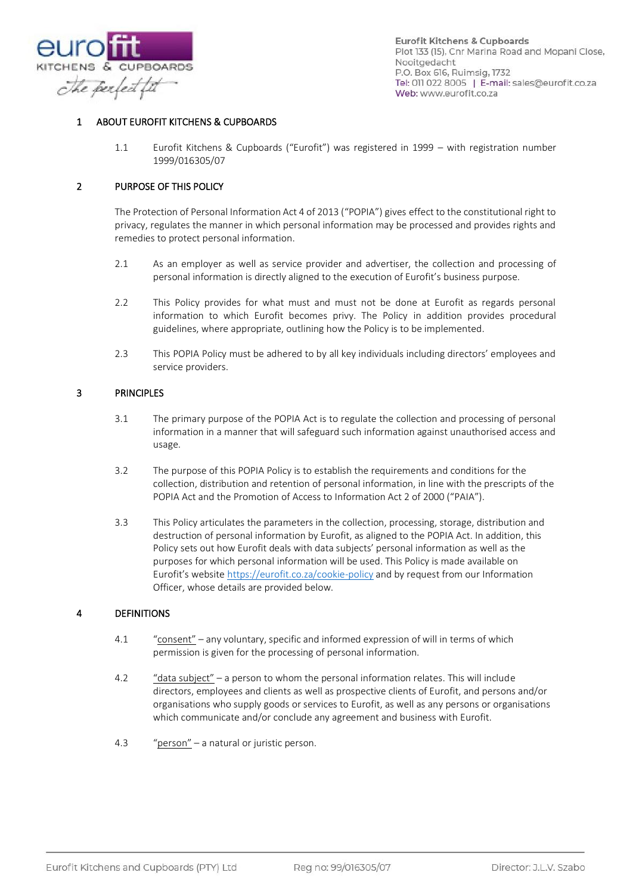## 1 ABOUT EUROFIT KITCHENS & CUPBOARDS

1.1 Eurofit Kitchens & Cupboards ("Eurofit") was registered in 1999 – with registration number 1999/016305/07

## 2 PURPOSE OF THIS POLICY

The Protection of Personal Information Act 4 of 2013 ("POPIA") gives effect to the constitutional right to privacy, regulates the manner in which personal information may be processed and provides rights and remedies to protect personal information.

2.1 As an employer as well as service provider and advertiser, the collection and processing of personal information is directly aligned to the execution of Eurofit's business purpose.

2.2 This Policy provides for what must and must not be done at Eurofit as regards personal information to which Eurofit becomes privy. The Policy in addition provides procedural guidelines, where appropriate, outlining how the Policy is to be implemented.

2.3 This POPIA Policy must be adhered to by all key individuals including directors' employees and service providers.

## 3 PRINCIPLES

3.1 The primary purpose of the POPIA Act is to regulate the collection and processing of personal information in a manner that will safeguard such information against unauthorised access and usage.

3.2 The purpose of this POPIA Policy is to establish the requirements and conditions for the collection, distribution and retention of personal information, in line with the prescripts of the POPIA Act and the Promotion of Access to Information Act 2 of 2000 ("PAIA").

3.3 This Policy articulates the parameters in the collection, processing, storage, distribution and destruction of personal information by Eurofit, as aligned to the POPIA Act. In addition, this Policy sets out how Eurofit deals with data subjects' personal information as well as the purposes for which personal information will be used. This Policy is made available on Eurofit's website https://eurofit.co.za/cookie-policy and by request from our Information Officer, whose details are provided below.

## 4 DEFINITIONS

4.1 "consent" – any voluntary, specific and informed expression of will in terms of which permission is given for the processing of personal information.

4.2 "data subject" – a person to whom the personal information relates. This will include directors, employees and clients as well as prospective clients of Eurofit, and persons and/or organisations who supply goods or services to Eurofit, as well as any persons or organisations which communicate and/or conclude any agreement and business with Eurofit.

4.3 "person" – a natural or juristic person.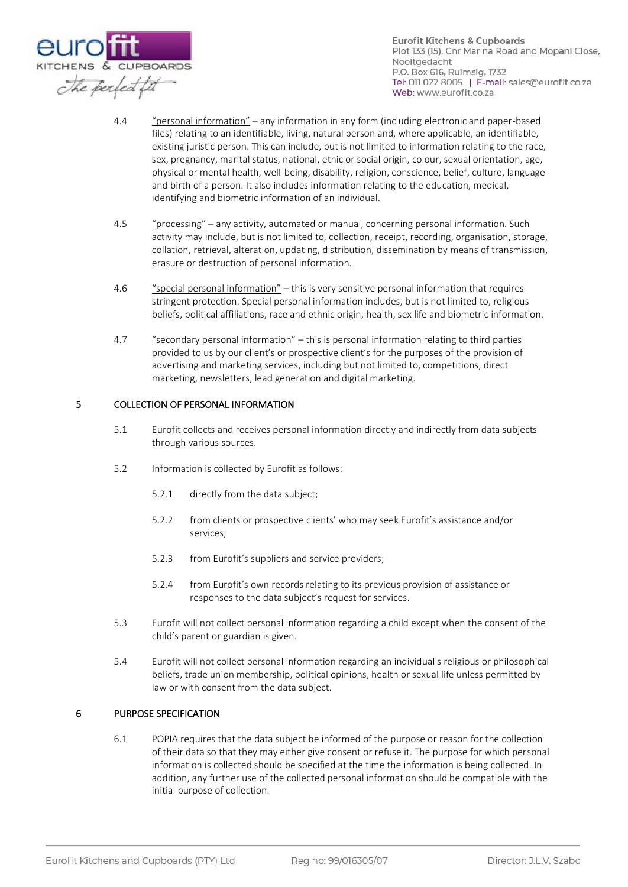4.4 "personal information" – any information in any form (including electronic and paper-based files) relating to an identifiable, living, natural person and, where applicable, an identifiable, existing juristic person. This can include, but is not limited to information relating to the race, sex, pregnancy, marital status, national, ethic or social origin, colour, sexual orientation, age, physical or mental health, well-being, disability, religion, conscience, belief, culture, language and birth of a person. It also includes information relating to the education, medical, identifying and biometric information of an individual.

4.5 "processing" – any activity, automated or manual, concerning personal information. Such activity may include, but is not limited to, collection, receipt, recording, organisation, storage, collation, retrieval, alteration, updating, distribution, dissemination by means of transmission, erasure or destruction of personal information.

4.6 "special personal information" – this is very sensitive personal information that requires stringent protection. Special personal information includes, but is not limited to, religious beliefs, political affiliations, race and ethnic origin, health, sex life and biometric information.

4.7 "secondary personal information" – this is personal information relating to third parties provided to us by our client's or prospective client's for the purposes of the provision of advertising and marketing services, including but not limited to, competitions, direct marketing, newsletters, lead generation and digital marketing.

## 5 COLLECTION OF PERSONAL INFORMATION

5.1 Eurofit collects and receives personal information directly and indirectly from data subjects through various sources.

5.2 Information is collected by Eurofit as follows:

5.2.1 directly from the data subject;

5.2.2 from clients or prospective clients' who may seek Eurofit's assistance and/or services;

5.2.3 from Eurofit's suppliers and service providers;

5.2.4 from Eurofit's own records relating to its previous provision of assistance or responses to the data subject's request for services.

5.3 Eurofit will not collect personal information regarding a child except when the consent of the child's parent or guardian is given.

5.4 Eurofit will not collect personal information regarding an individual's religious or philosophical beliefs, trade union membership, political opinions, health or sexual life unless permitted by law or with consent from the data subject.

## 6 PURPOSE SPECIFICATION

6.1 POPIA requires that the data subject be informed of the purpose or reason for the collection of their data so that they may either give consent or refuse it. The purpose for which personal information is collected should be specified at the time the information is being collected. In addition, any further use of the collected personal information should be compatible with the initial purpose of collection.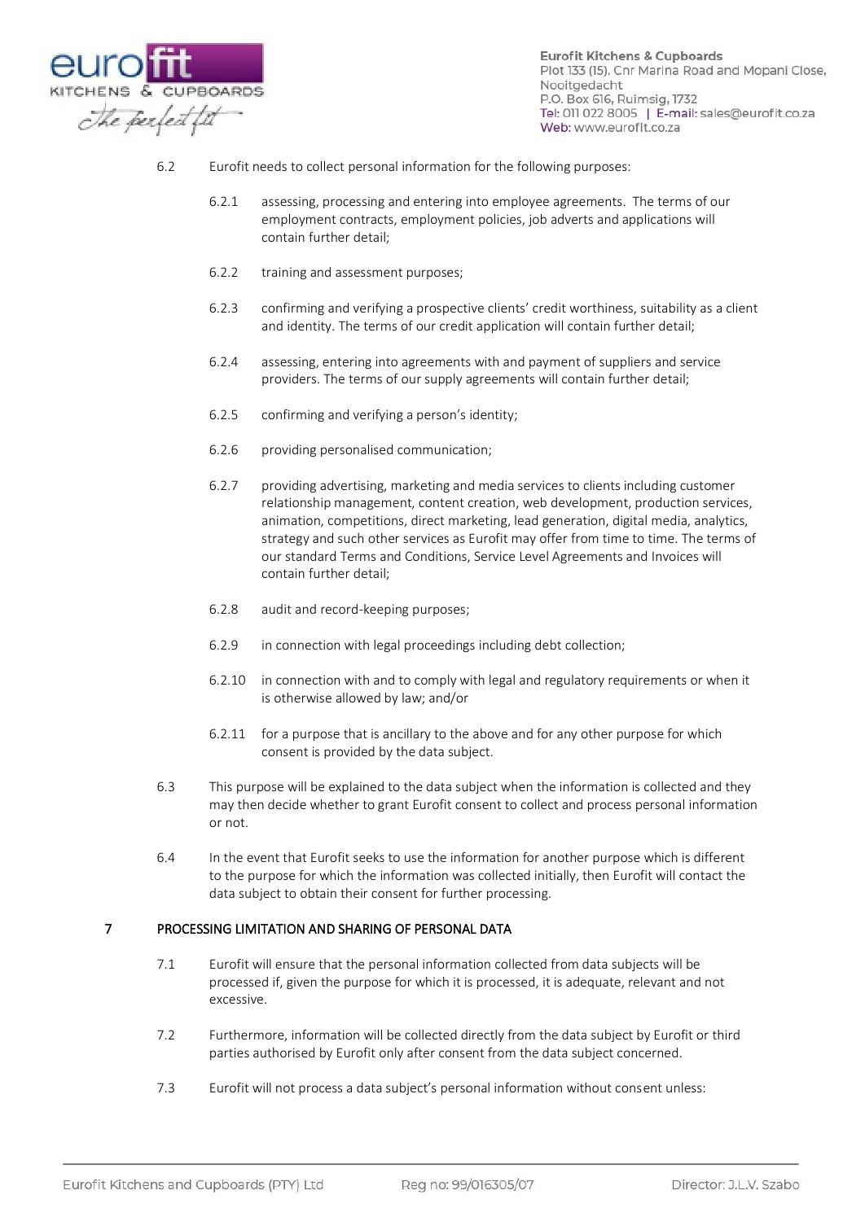6.2 Eurofit needs to collect personal information for the following purposes:

6.2.1 assessing, processing and entering into employee agreements. The terms of our employment contracts, employment policies, job adverts and applications will contain further detail;

6.2.2 training and assessment purposes;

6.2.3 confirming and verifying a prospective clients' credit worthiness, suitability as a client and identity. The terms of our credit application will contain further detail;

6.2.4 assessing, entering into agreements with and payment of suppliers and service providers. The terms of our supply agreements will contain further detail;

6.2.5 confirming and verifying a person's identity;

6.2.6 providing personalised communication;

6.2.7 providing advertising, marketing and media services to clients including customer relationship management, content creation, web development, production services, animation, competitions, direct marketing, lead generation, digital media, analytics, strategy and such other services as Eurofit may offer from time to time. The terms of our standard Terms and Conditions, Service Level Agreements and Invoices will contain further detail;

6.2.8 audit and record-keeping purposes;

6.2.9 in connection with legal proceedings including debt collection;

6.2.10 in connection with and to comply with legal and regulatory requirements or when it is otherwise allowed by law; and/or

6.2.11 for a purpose that is ancillary to the above and for any other purpose for which consent is provided by the data subject.

6.3 This purpose will be explained to the data subject when the information is collected and they may then decide whether to grant Eurofit consent to collect and process personal information or not.

6.4 In the event that Eurofit seeks to use the information for another purpose which is different to the purpose for which the information was collected initially, then Eurofit will contact the data subject to obtain their consent for further processing.

## 7 PROCESSING LIMITATION AND SHARING OF PERSONAL DATA

7.1 Eurofit will ensure that the personal information collected from data subjects will be processed if, given the purpose for which it is processed, it is adequate, relevant and not excessive.

7.2 Furthermore, information will be collected directly from the data subject by Eurofit or third parties authorised by Eurofit only after consent from the data subject concerned.

7.3 Eurofit will not process a data subject's personal information without consent unless: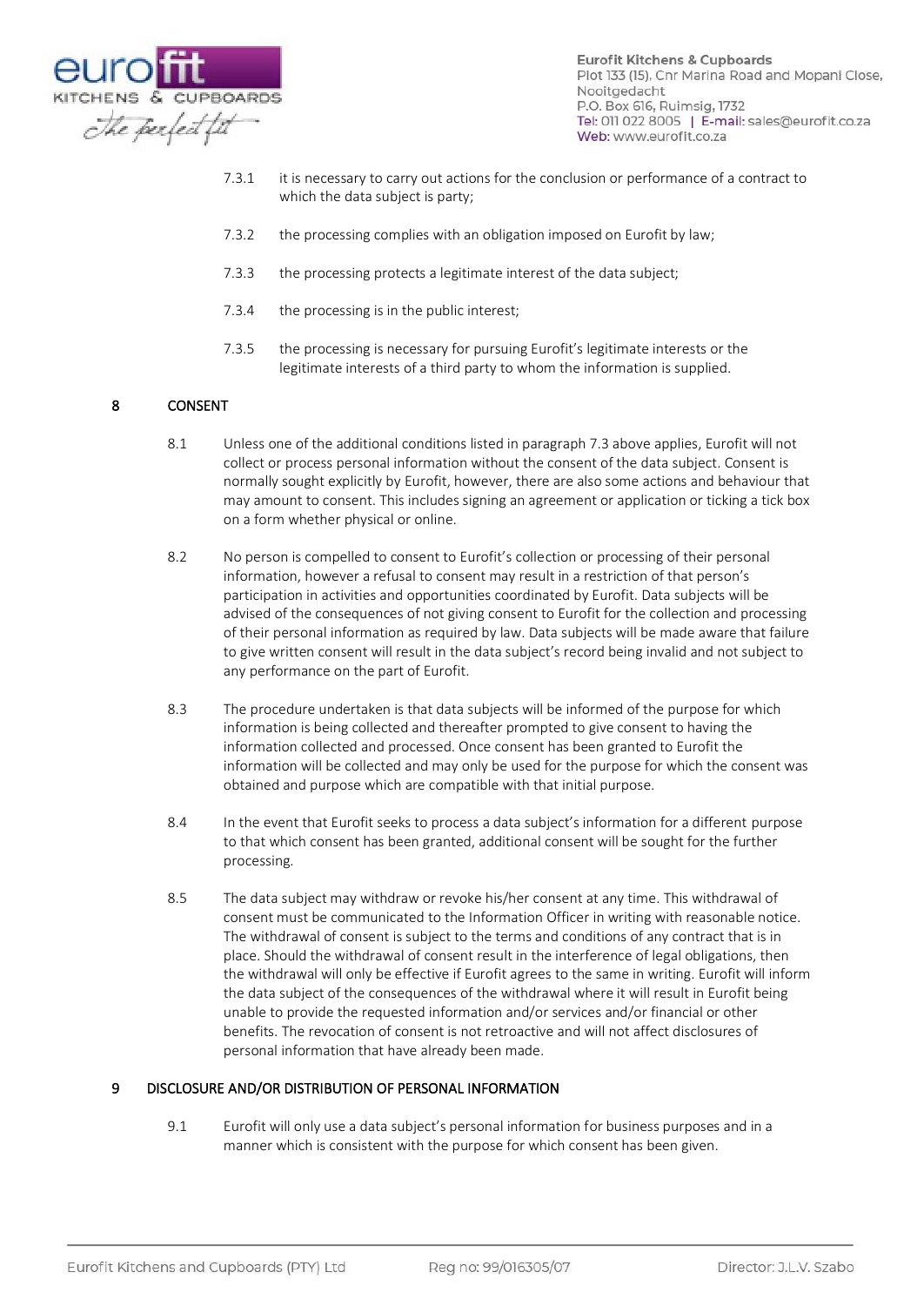7.3.1 it is necessary to carry out actions for the conclusion or performance of a contract to which the data subject is party;

7.3.2 the processing complies with an obligation imposed on Eurofit by law;

7.3.3 the processing protects a legitimate interest of the data subject;

7.3.4 the processing is in the public interest;

7.3.5 the processing is necessary for pursuing Eurofit's legitimate interests or the legitimate interests of a third party to whom the information is supplied.

## 8 CONSENT

8.1 Unless one of the additional conditions listed in paragraph 7.3 above applies, Eurofit will not collect or process personal information without the consent of the data subject. Consent is normally sought explicitly by Eurofit, however, there are also some actions and behaviour that may amount to consent. This includes signing an agreement or application or ticking a tick box on a form whether physical or online.

8.2 No person is compelled to consent to Eurofit's collection or processing of their personal information, however a refusal to consent may result in a restriction of that person's participation in activities and opportunities coordinated by Eurofit. Data subjects will be advised of the consequences of not giving consent to Eurofit for the collection and processing of their personal information as required by law. Data subjects will be made aware that failure to give written consent will result in the data subject's record being invalid and not subject to any performance on the part of Eurofit.

8.3 The procedure undertaken is that data subjects will be informed of the purpose for which information is being collected and thereafter prompted to give consent to having the information collected and processed. Once consent has been granted to Eurofit the information will be collected and may only be used for the purpose for which the consent was obtained and purpose which are compatible with that initial purpose.

8.4 In the event that Eurofit seeks to process a data subject's information for a different purpose to that which consent has been granted, additional consent will be sought for the further processing.

8.5 The data subject may withdraw or revoke his/her consent at any time. This withdrawal of consent must be communicated to the Information Officer in writing with reasonable notice. The withdrawal of consent is subject to the terms and conditions of any contract that is in place. Should the withdrawal of consent result in the interference of legal obligations, then the withdrawal will only be effective if Eurofit agrees to the same in writing. Eurofit will inform the data subject of the consequences of the withdrawal where it will result in Eurofit being unable to provide the requested information and/or services and/or financial or other benefits. The revocation of consent is not retroactive and will not affect disclosures of personal information that have already been made.

## 9 DISCLOSURE AND/OR DISTRIBUTION OF PERSONAL INFORMATION

9.1 Eurofit will only use a data subject's personal information for business purposes and in a manner which is consistent with the purpose for which consent has been given.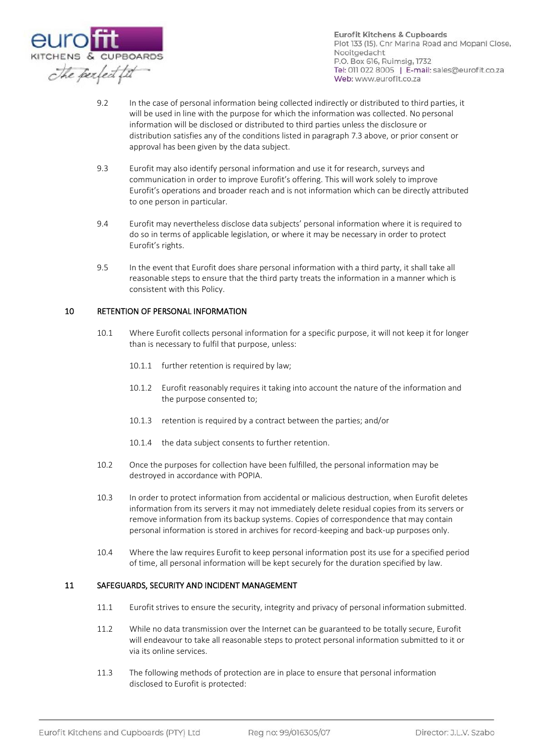9.2 In the case of personal information being collected indirectly or distributed to third parties, it will be used in line with the purpose for which the information was collected. No personal information will be disclosed or distributed to third parties unless the disclosure or distribution satisfies any of the conditions listed in paragraph 7.3 above, or prior consent or approval has been given by the data subject.

9.3 Eurofit may also identify personal information and use it for research, surveys and communication in order to improve Eurofit's offering. This will work solely to improve Eurofit's operations and broader reach and is not information which can be directly attributed to one person in particular.

9.4 Eurofit may nevertheless disclose data subjects' personal information where it is required to do so in terms of applicable legislation, or where it may be necessary in order to protect Eurofit's rights.

9.5 In the event that Eurofit does share personal information with a third party, it shall take all reasonable steps to ensure that the third party treats the information in a manner which is consistent with this Policy.

## 10 RETENTION OF PERSONAL INFORMATION

10.1 Where Eurofit collects personal information for a specific purpose, it will not keep it for longer than is necessary to fulfil that purpose, unless:

10.1.1 further retention is required by law;

10.1.2 Eurofit reasonably requires it taking into account the nature of the information and the purpose consented to;

10.1.3 retention is required by a contract between the parties; and/or

10.1.4 the data subject consents to further retention.

10.2 Once the purposes for collection have been fulfilled, the personal information may be destroyed in accordance with POPIA.

10.3 In order to protect information from accidental or malicious destruction, when Eurofit deletes information from its servers it may not immediately delete residual copies from its servers or remove information from its backup systems. Copies of correspondence that may contain personal information is stored in archives for record-keeping and back-up purposes only.

10.4 Where the law requires Eurofit to keep personal information post its use for a specified period of time, all personal information will be kept securely for the duration specified by law.

## 11 SAFEGUARDS, SECURITY AND INCIDENT MANAGEMENT

11.1 Eurofit strives to ensure the security, integrity and privacy of personal information submitted.

11.2 While no data transmission over the Internet can be guaranteed to be totally secure, Eurofit will endeavour to take all reasonable steps to protect personal information submitted to it or via its online services.

11.3 The following methods of protection are in place to ensure that personal information disclosed to Eurofit is protected: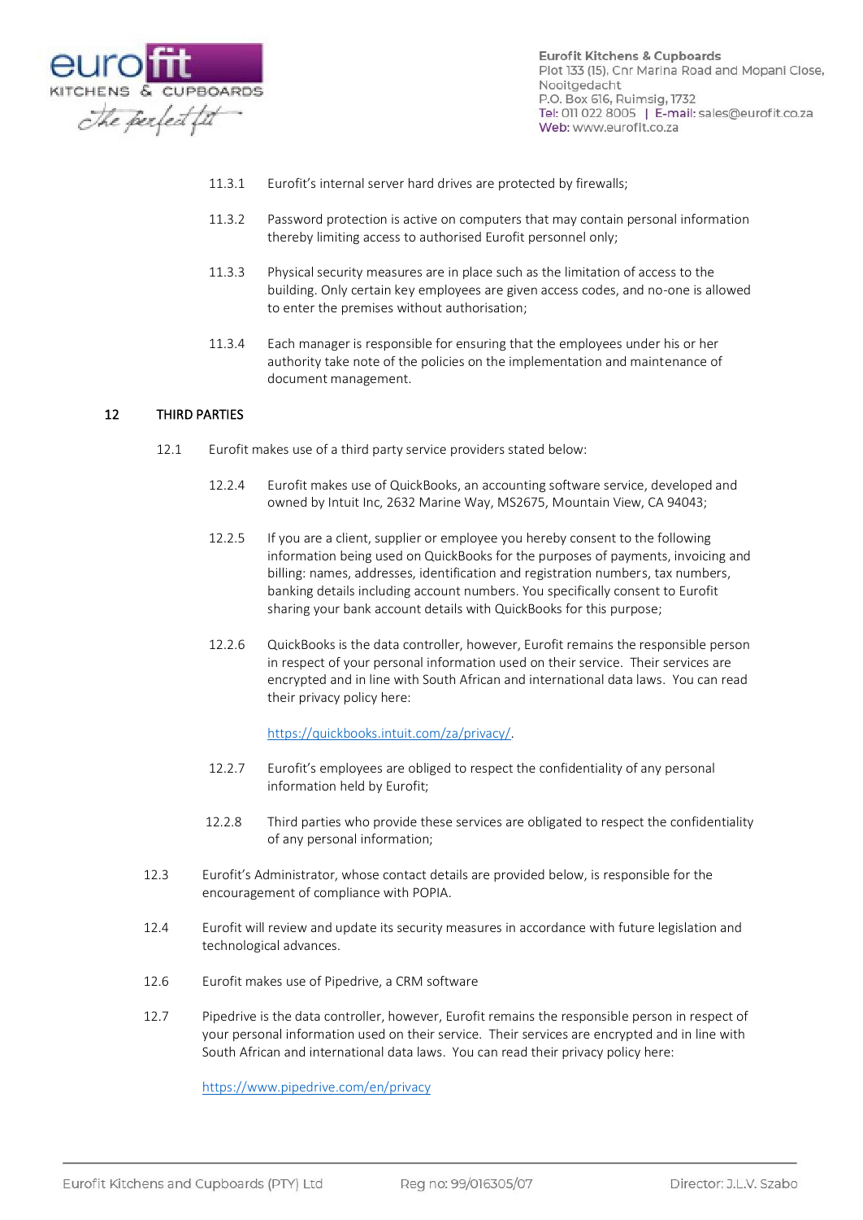11.3.1 Eurofit's internal server hard drives are protected by firewalls;

11.3.2 Password protection is active on computers that may contain personal information thereby limiting access to authorised Eurofit personnel only;

11.3.3 Physical security measures are in place such as the limitation of access to the building. Only certain key employees are given access codes, and no-one is allowed to enter the premises without authorisation;

11.3.4 Each manager is responsible for ensuring that the employees under his or her authority take note of the policies on the implementation and maintenance of document management.

## 12 THIRD PARTIES

12.1 Eurofit makes use of a third party service providers stated below:

12.2.4 Eurofit makes use of QuickBooks, an accounting software service, developed and owned by Intuit Inc, 2632 Marine Way, MS2675, Mountain View, CA 94043;

12.2.5 If you are a client, supplier or employee you hereby consent to the following information being used on QuickBooks for the purposes of payments, invoicing and billing: names, addresses, identification and registration numbers, tax numbers, banking details including account numbers. You specifically consent to Eurofit sharing your bank account details with QuickBooks for this purpose;

12.2.6 QuickBooks is the data controller, however, Eurofit remains the responsible person in respect of your personal information used on their service. Their services are encrypted and in line with South African and international data laws. You can read their privacy policy here:

https://quickbooks.intuit.com/za/privacy/.

12.2.7 Eurofit's employees are obliged to respect the confidentiality of any personal information held by Eurofit;

12.2.8 Third parties who provide these services are obligated to respect the confidentiality of any personal information;

12.3 Eurofit's Administrator, whose contact details are provided below, is responsible for the encouragement of compliance with POPIA.

12.4 Eurofit will review and update its security measures in accordance with future legislation and technological advances.

12.6 Eurofit makes use of Pipedrive, a CRM software

12.7 Pipedrive is the data controller, however, Eurofit remains the responsible person in respect of your personal information used on their service. Their services are encrypted and in line with South African and international data laws. You can read their privacy policy here:

https://www.pipedrive.com/en/privacy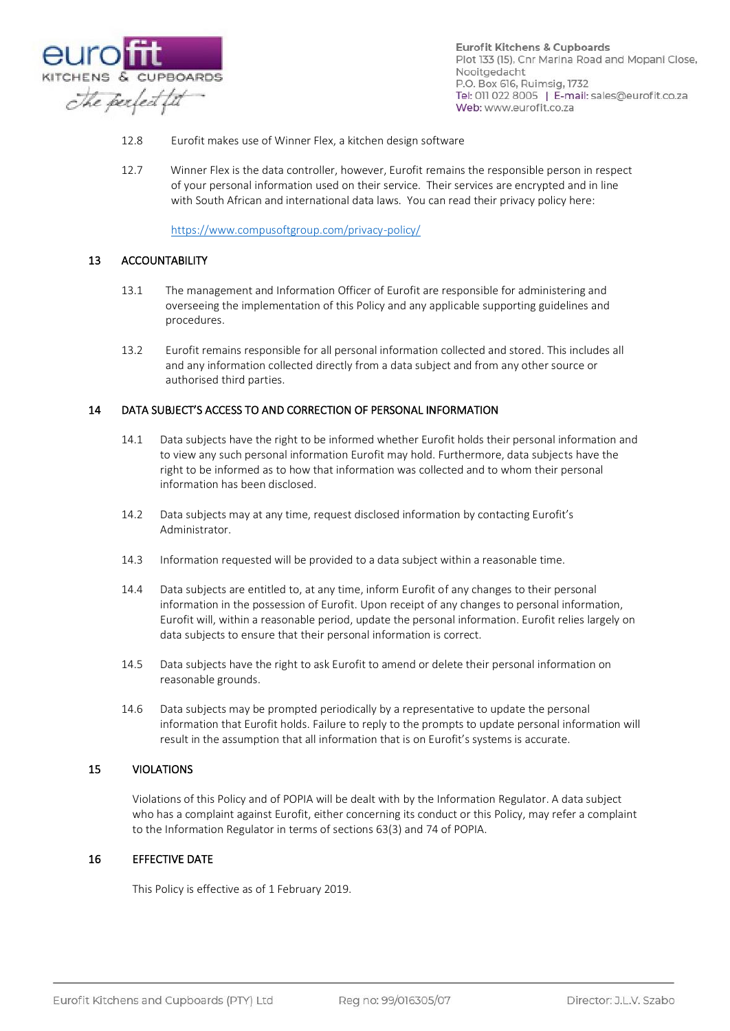12.8 Eurofit makes use of Winner Flex, a kitchen design software

12.7 Winner Flex is the data controller, however, Eurofit remains the responsible person in respect of your personal information used on their service. Their services are encrypted and in line with South African and international data laws. You can read their privacy policy here:

https://www.compusoftgroup.com/privacy-policy/

## 13 ACCOUNTABILITY

13.1 The management and Information Officer of Eurofit are responsible for administering and overseeing the implementation of this Policy and any applicable supporting guidelines and procedures.

13.2 Eurofit remains responsible for all personal information collected and stored. This includes all and any information collected directly from a data subject and from any other source or authorised third parties.

## 14 DATA SUBJECT'S ACCESS TO AND CORRECTION OF PERSONAL INFORMATION

14.1 Data subjects have the right to be informed whether Eurofit holds their personal information and to view any such personal information Eurofit may hold. Furthermore, data subjects have the right to be informed as to how that information was collected and to whom their personal information has been disclosed.

14.2 Data subjects may at any time, request disclosed information by contacting Eurofit's Administrator.

14.3 Information requested will be provided to a data subject within a reasonable time.

14.4 Data subjects are entitled to, at any time, inform Eurofit of any changes to their personal information in the possession of Eurofit. Upon receipt of any changes to personal information, Eurofit will, within a reasonable period, update the personal information. Eurofit relies largely on data subjects to ensure that their personal information is correct.

14.5 Data subjects have the right to ask Eurofit to amend or delete their personal information on reasonable grounds.

14.6 Data subjects may be prompted periodically by a representative to update the personal information that Eurofit holds. Failure to reply to the prompts to update personal information will result in the assumption that all information that is on Eurofit's systems is accurate.

## 15 VIOLATIONS

Violations of this Policy and of POPIA will be dealt with by the Information Regulator. A data subject who has a complaint against Eurofit, either concerning its conduct or this Policy, may refer a complaint to the Information Regulator in terms of sections 63(3) and 74 of POPIA.

## 16 EFFECTIVE DATE

This Policy is effective as of 1 February 2019.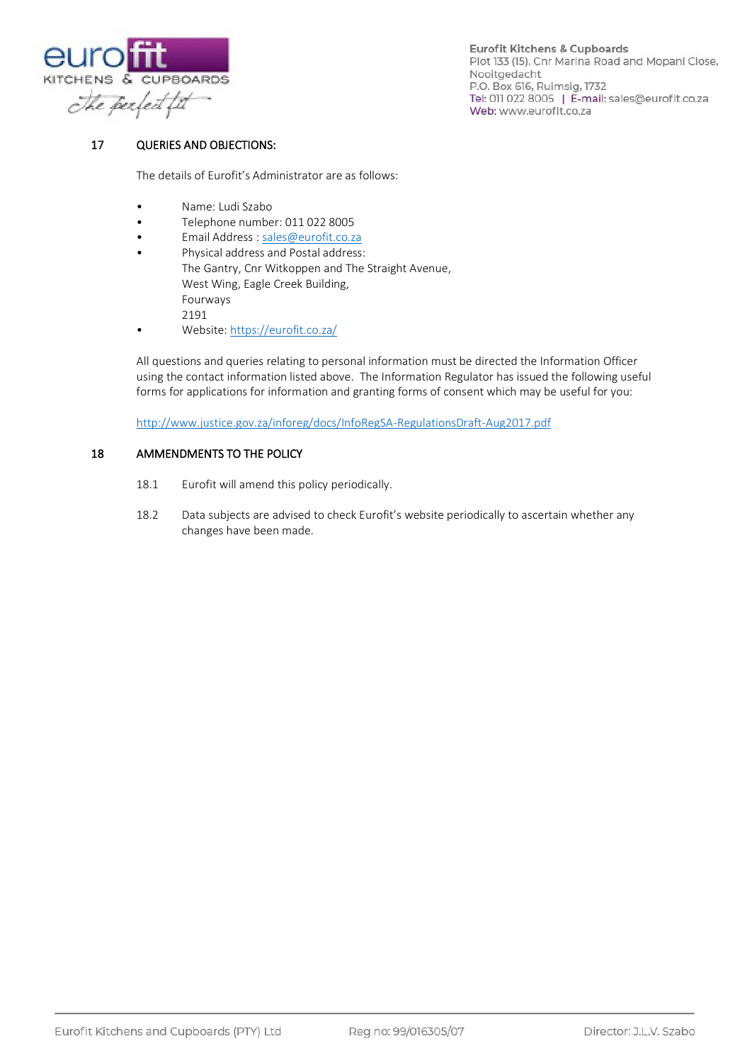## 17 QUERIES AND OBJECTIONS:

The details of Eurofit's Administrator are as follows:

- Name: Ludi Szabo
- Telephone number: 011 022 8005
- Email Address : sales@eurofit.co.za
- Physical address and Postal address:
  The Gantry, Cnr Witkoppen and The Straight Avenue,
  West Wing, Eagle Creek Building,
  Fourways
  2191
- Website: https://eurofit.co.za/

All questions and queries relating to personal information must be directed the Information Officer using the contact information listed above. The Information Regulator has issued the following useful forms for applications for information and granting forms of consent which may be useful for you:

http://www.justice.gov.za/inforeg/docs/InfoRegSA-RegulationsDraft-Aug2017.pdf

## 18 AMMENDMENTS TO THE POLICY

18.1 Eurofit will amend this policy periodically.

18.2 Data subjects are advised to check Eurofit's website periodically to ascertain whether any changes have been made.